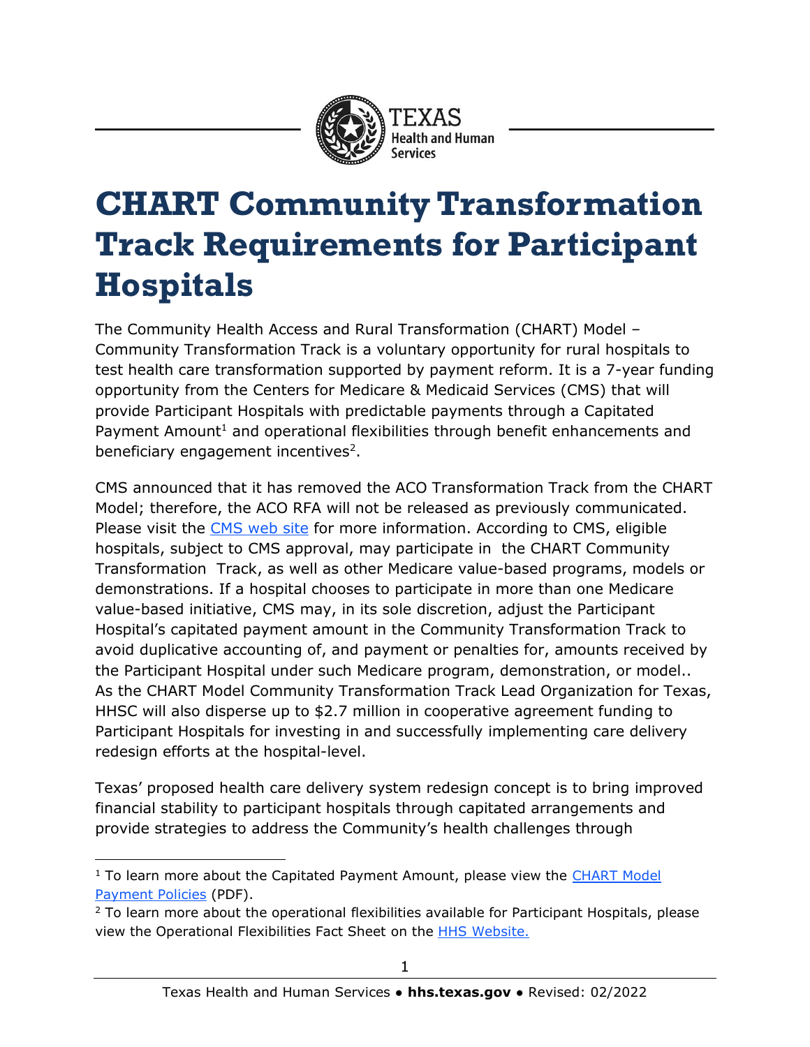# CHART Community Transformation Track Requirements for Participant Hospitals

The Community Health Access and Rural Transformation (CHART) Model – Community Transformation Track is a voluntary opportunity for rural hospitals to test health care transformation supported by payment reform. It is a 7-year funding opportunity from the Centers for Medicare & Medicaid Services (CMS) that will provide Participant Hospitals with predictable payments through a Capitated Payment Amount[1] and operational flexibilities through benefit enhancements and beneficiary engagement incentives[2].

CMS announced that it has removed the ACO Transformation Track from the CHART Model; therefore, the ACO RFA will not be released as previously communicated. Please visit the CMS web site for more information. According to CMS, eligible hospitals, subject to CMS approval, may participate in the CHART Community Transformation Track, as well as other Medicare value-based programs, models or demonstrations. If a hospital chooses to participate in more than one Medicare value-based initiative, CMS may, in its sole discretion, adjust the Participant Hospital's capitated payment amount in the Community Transformation Track to avoid duplicative accounting of, and payment or penalties for, amounts received by the Participant Hospital under such Medicare program, demonstration, or model.. As the CHART Model Community Transformation Track Lead Organization for Texas, HHSC will also disperse up to $2.7 million in cooperative agreement funding to Participant Hospitals for investing in and successfully implementing care delivery redesign efforts at the hospital-level.

Texas' proposed health care delivery system redesign concept is to bring improved financial stability to participant hospitals through capitated arrangements and provide strategies to address the Community's health challenges through

---

[1] To learn more about the Capitated Payment Amount, please view the CHART Model Payment Policies (PDF).

[2] To learn more about the operational flexibilities available for Participant Hospitals, please view the Operational Flexibilities Fact Sheet on the HHS Website.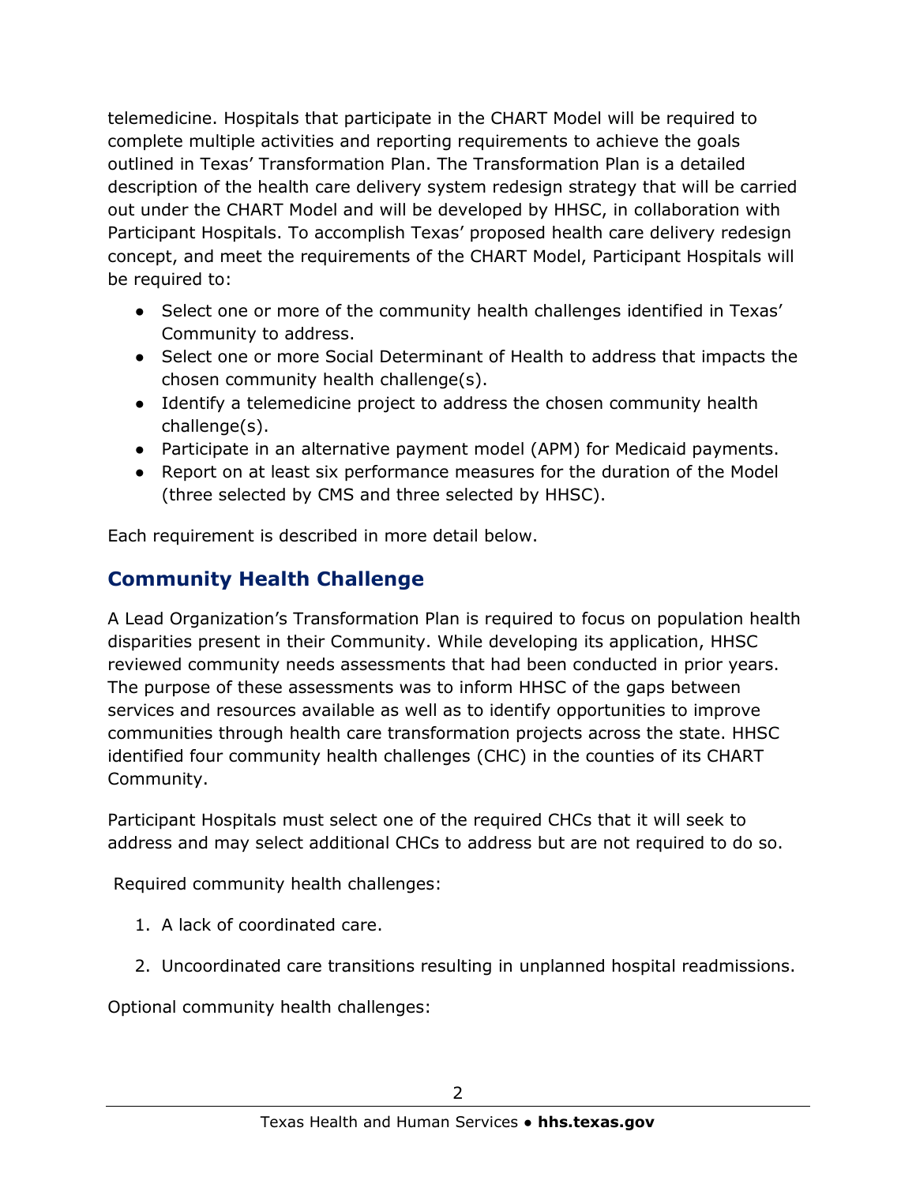telemedicine. Hospitals that participate in the CHART Model will be required to complete multiple activities and reporting requirements to achieve the goals outlined in Texas' Transformation Plan. The Transformation Plan is a detailed description of the health care delivery system redesign strategy that will be carried out under the CHART Model and will be developed by HHSC, in collaboration with Participant Hospitals. To accomplish Texas' proposed health care delivery redesign concept, and meet the requirements of the CHART Model, Participant Hospitals will be required to:

- Select one or more of the community health challenges identified in Texas' Community to address.
- Select one or more Social Determinant of Health to address that impacts the chosen community health challenge(s).
- Identify a telemedicine project to address the chosen community health challenge(s).
- Participate in an alternative payment model (APM) for Medicaid payments.
- Report on at least six performance measures for the duration of the Model (three selected by CMS and three selected by HHSC).

Each requirement is described in more detail below.

## Community Health Challenge

A Lead Organization's Transformation Plan is required to focus on population health disparities present in their Community. While developing its application, HHSC reviewed community needs assessments that had been conducted in prior years. The purpose of these assessments was to inform HHSC of the gaps between services and resources available as well as to identify opportunities to improve communities through health care transformation projects across the state. HHSC identified four community health challenges (CHC) in the counties of its CHART Community.

Participant Hospitals must select one of the required CHCs that it will seek to address and may select additional CHCs to address but are not required to do so.

Required community health challenges:

1. A lack of coordinated care.
2. Uncoordinated care transitions resulting in unplanned hospital readmissions.

Optional community health challenges: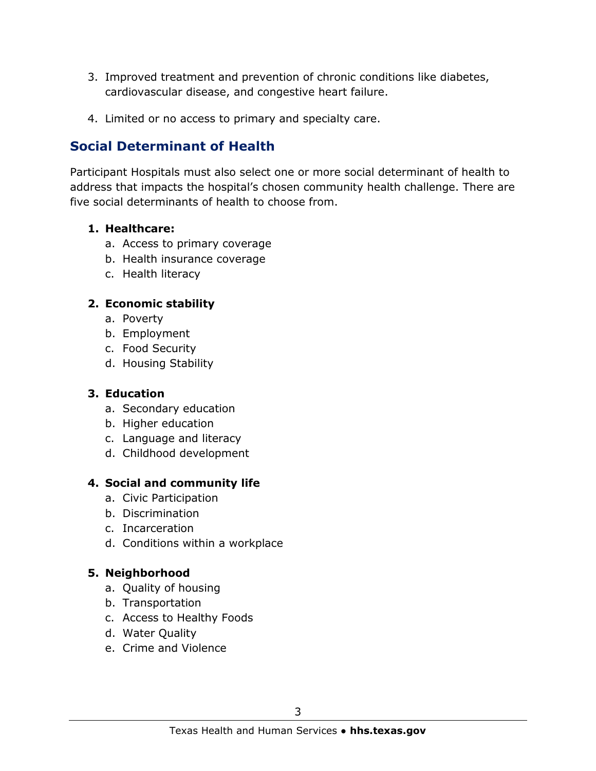3. Improved treatment and prevention of chronic conditions like diabetes, cardiovascular disease, and congestive heart failure.

4. Limited or no access to primary and specialty care.

## Social Determinant of Health

Participant Hospitals must also select one or more social determinant of health to address that impacts the hospital's chosen community health challenge. There are five social determinants of health to choose from.

1. **Healthcare:**
   a. Access to primary coverage
   b. Health insurance coverage
   c. Health literacy

2. **Economic stability**
   a. Poverty
   b. Employment
   c. Food Security
   d. Housing Stability

3. **Education**
   a. Secondary education
   b. Higher education
   c. Language and literacy
   d. Childhood development

4. **Social and community life**
   a. Civic Participation
   b. Discrimination
   c. Incarceration
   d. Conditions within a workplace

5. **Neighborhood**
   a. Quality of housing
   b. Transportation
   c. Access to Healthy Foods
   d. Water Quality
   e. Crime and Violence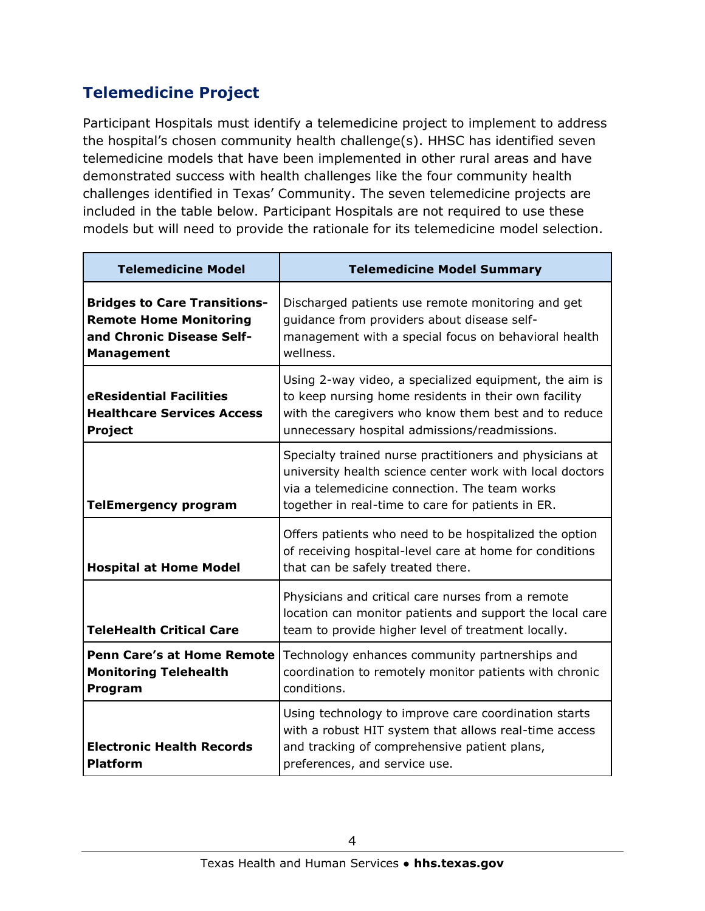## Telemedicine Project

Participant Hospitals must identify a telemedicine project to implement to address the hospital's chosen community health challenge(s). HHSC has identified seven telemedicine models that have been implemented in other rural areas and have demonstrated success with health challenges like the four community health challenges identified in Texas' Community. The seven telemedicine projects are included in the table below. Participant Hospitals are not required to use these models but will need to provide the rationale for its telemedicine model selection.

| Telemedicine Model | Telemedicine Model Summary |
|---|---|
| **Bridges to Care Transitions-Remote Home Monitoring and Chronic Disease Self-Management** | Discharged patients use remote monitoring and get guidance from providers about disease self-management with a special focus on behavioral health wellness. |
| **eResidential Facilities Healthcare Services Access Project** | Using 2-way video, a specialized equipment, the aim is to keep nursing home residents in their own facility with the caregivers who know them best and to reduce unnecessary hospital admissions/readmissions. |
| **TelEmergency program** | Specialty trained nurse practitioners and physicians at university health science center work with local doctors via a telemedicine connection. The team works together in real-time to care for patients in ER. |
| **Hospital at Home Model** | Offers patients who need to be hospitalized the option of receiving hospital-level care at home for conditions that can be safely treated there. |
| **TeleHealth Critical Care** | Physicians and critical care nurses from a remote location can monitor patients and support the local care team to provide higher level of treatment locally. |
| **Penn Care's at Home Remote Monitoring Telehealth Program** | Technology enhances community partnerships and coordination to remotely monitor patients with chronic conditions. |
| **Electronic Health Records Platform** | Using technology to improve care coordination starts with a robust HIT system that allows real-time access and tracking of comprehensive patient plans, preferences, and service use. |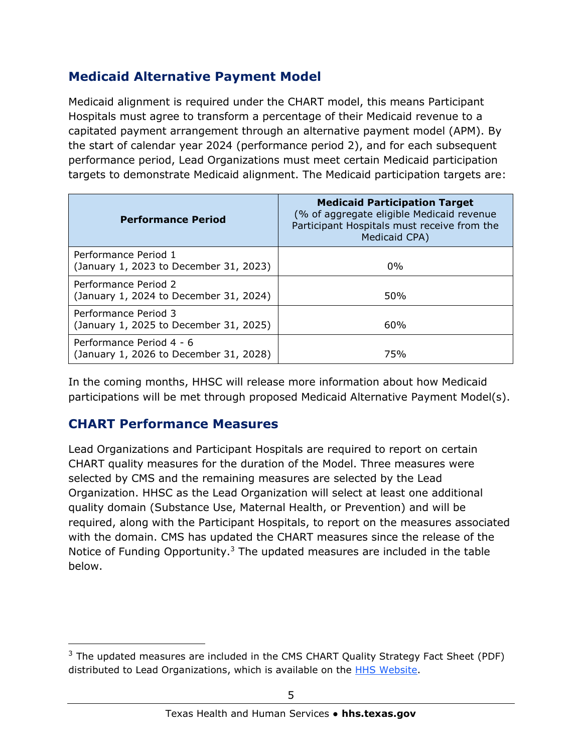## Medicaid Alternative Payment Model

Medicaid alignment is required under the CHART model, this means Participant Hospitals must agree to transform a percentage of their Medicaid revenue to a capitated payment arrangement through an alternative payment model (APM). By the start of calendar year 2024 (performance period 2), and for each subsequent performance period, Lead Organizations must meet certain Medicaid participation targets to demonstrate Medicaid alignment. The Medicaid participation targets are:

| Performance Period | **Medicaid Participation Target** (% of aggregate eligible Medicaid revenue Participant Hospitals must receive from the Medicaid CPA) |
|---|---|
| Performance Period 1 (January 1, 2023 to December 31, 2023) | 0% |
| Performance Period 2 (January 1, 2024 to December 31, 2024) | 50% |
| Performance Period 3 (January 1, 2025 to December 31, 2025) | 60% |
| Performance Period 4 - 6 (January 1, 2026 to December 31, 2028) | 75% |

In the coming months, HHSC will release more information about how Medicaid participations will be met through proposed Medicaid Alternative Payment Model(s).

## CHART Performance Measures

Lead Organizations and Participant Hospitals are required to report on certain CHART quality measures for the duration of the Model. Three measures were selected by CMS and the remaining measures are selected by the Lead Organization. HHSC as the Lead Organization will select at least one additional quality domain (Substance Use, Maternal Health, or Prevention) and will be required, along with the Participant Hospitals, to report on the measures associated with the domain. CMS has updated the CHART measures since the release of the Notice of Funding Opportunity.[3] The updated measures are included in the table below.

[3] The updated measures are included in the CMS CHART Quality Strategy Fact Sheet (PDF) distributed to Lead Organizations, which is available on the HHS Website.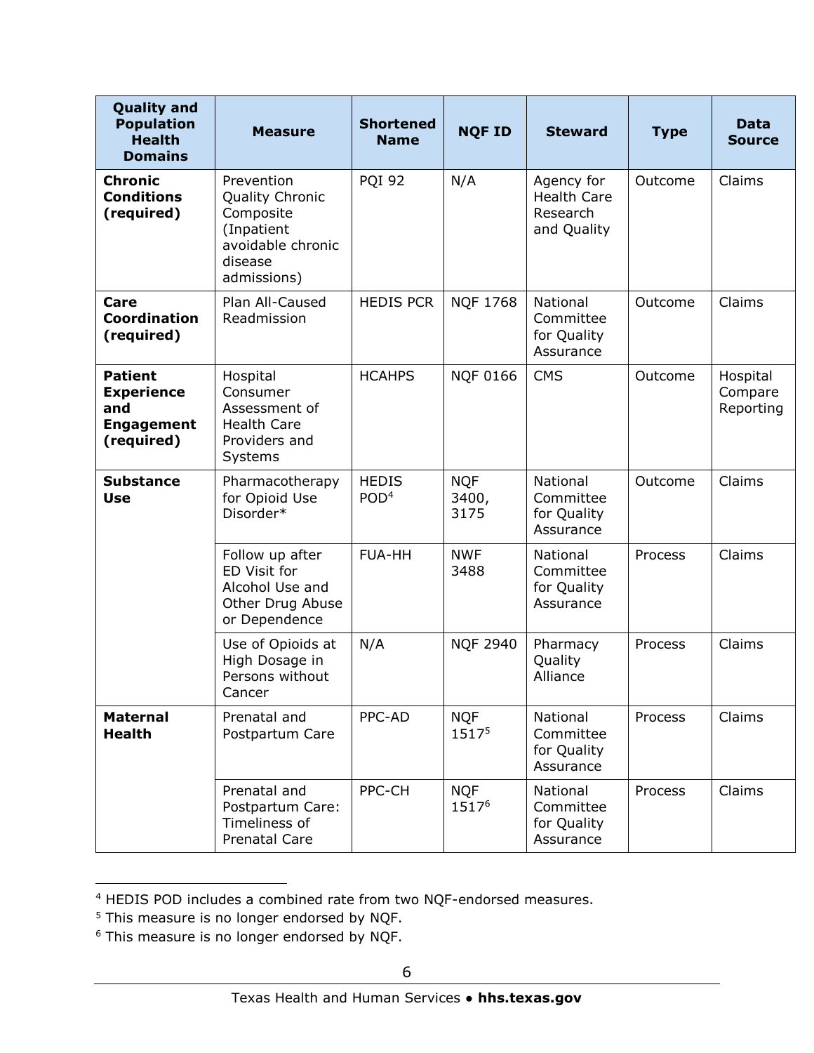| Quality and Population Health Domains | Measure | Shortened Name | NQF ID | Steward | Type | Data Source |
|---|---|---|---|---|---|---|
| **Chronic Conditions (required)** | Prevention Quality Chronic Composite (Inpatient avoidable chronic disease admissions) | PQI 92 | N/A | Agency for Health Care Research and Quality | Outcome | Claims |
| **Care Coordination (required)** | Plan All-Caused Readmission | HEDIS PCR | NQF 1768 | National Committee for Quality Assurance | Outcome | Claims |
| **Patient Experience and Engagement (required)** | Hospital Consumer Assessment of Health Care Providers and Systems | HCAHPS | NQF 0166 | CMS | Outcome | Hospital Compare Reporting |
| **Substance Use** | Pharmacotherapy for Opioid Use Disorder* | HEDIS POD[4] | NQF 3400, 3175 | National Committee for Quality Assurance | Outcome | Claims |
| | Follow up after ED Visit for Alcohol Use and Other Drug Abuse or Dependence | FUA-HH | NWF 3488 | National Committee for Quality Assurance | Process | Claims |
| | Use of Opioids at High Dosage in Persons without Cancer | N/A | NQF 2940 | Pharmacy Quality Alliance | Process | Claims |
| **Maternal Health** | Prenatal and Postpartum Care | PPC-AD | NQF 1517[5] | National Committee for Quality Assurance | Process | Claims |
| | Prenatal and Postpartum Care: Timeliness of Prenatal Care | PPC-CH | NQF 1517[6] | National Committee for Quality Assurance | Process | Claims |

[4] HEDIS POD includes a combined rate from two NQF-endorsed measures.

[5] This measure is no longer endorsed by NQF.

[6] This measure is no longer endorsed by NQF.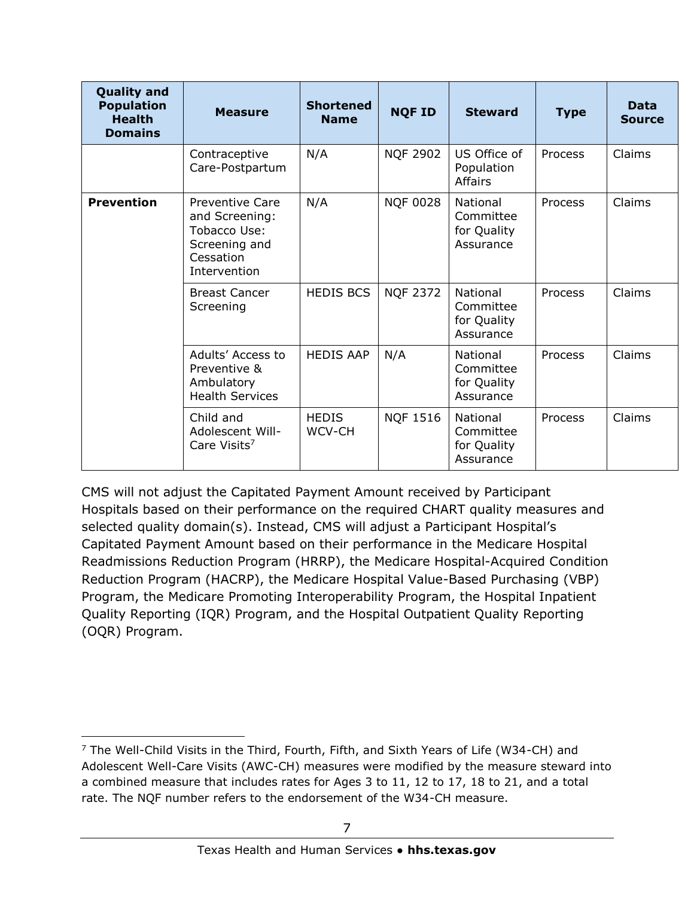| Quality and Population Health Domains | Measure | Shortened Name | NQF ID | Steward | Type | Data Source |
|---|---|---|---|---|---|---|
| | Contraceptive Care-Postpartum | N/A | NQF 2902 | US Office of Population Affairs | Process | Claims |
| **Prevention** | Preventive Care and Screening: Tobacco Use: Screening and Cessation Intervention | N/A | NQF 0028 | National Committee for Quality Assurance | Process | Claims |
| | Breast Cancer Screening | HEDIS BCS | NQF 2372 | National Committee for Quality Assurance | Process | Claims |
| | Adults' Access to Preventive & Ambulatory Health Services | HEDIS AAP | N/A | National Committee for Quality Assurance | Process | Claims |
| | Child and Adolescent Will-Care Visits[7] | HEDIS WCV-CH | NQF 1516 | National Committee for Quality Assurance | Process | Claims |

CMS will not adjust the Capitated Payment Amount received by Participant Hospitals based on their performance on the required CHART quality measures and selected quality domain(s). Instead, CMS will adjust a Participant Hospital's Capitated Payment Amount based on their performance in the Medicare Hospital Readmissions Reduction Program (HRRP), the Medicare Hospital-Acquired Condition Reduction Program (HACRP), the Medicare Hospital Value-Based Purchasing (VBP) Program, the Medicare Promoting Interoperability Program, the Hospital Inpatient Quality Reporting (IQR) Program, and the Hospital Outpatient Quality Reporting (OQR) Program.

---

[7] The Well-Child Visits in the Third, Fourth, Fifth, and Sixth Years of Life (W34-CH) and Adolescent Well-Care Visits (AWC-CH) measures were modified by the measure steward into a combined measure that includes rates for Ages 3 to 11, 12 to 17, 18 to 21, and a total rate. The NQF number refers to the endorsement of the W34-CH measure.